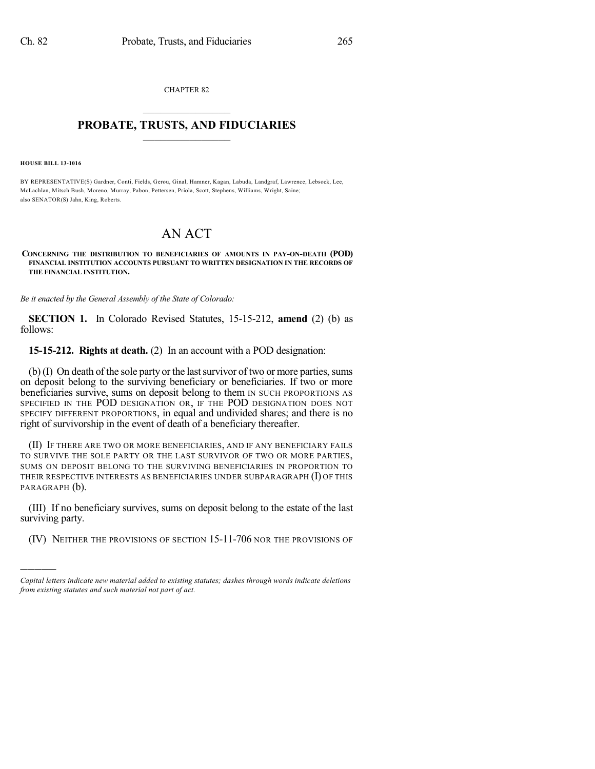CHAPTER 82

# PROBATE, TRUSTS, AND FIDUCIARIES

**HOUSE BILL 13-1016**

BY REPRESENTATIVE(S) Gardner, Conti, Fields, Gerou, Ginal, Hamner, Kagan, Labuda, Landgraf, Lawrence, Lebsock, Lee, McLachlan, Mitsch Bush, Moreno, Murray, Pabon, Pettersen, Priola, Scott, Stephens, Williams, Wright, Saine; also SENATOR(S) Jahn, King, Roberts.

# AN ACT

**CONCERNING THE DISTRIBUTION TO BENEFICIARIES OF AMOUNTS IN PAY-ON-DEATH (POD) FINANCIAL INSTITUTION ACCOUNTS PURSUANT TO WRITTEN DESIGNATION IN THE RECORDS OF THE FINANCIAL INSTITUTION.**

*Be it enacted by the General Assembly of the State of Colorado:*

**SECTION 1.** In Colorado Revised Statutes, 15-15-212, **amend** (2) (b) as follows:

**15-15-212. Rights at death.** (2) In an account with a POD designation:

(b) (I) On death of the sole party or the last survivor of two or more parties, sums on deposit belong to the surviving beneficiary or beneficiaries. If two or more beneficiaries survive, sums on deposit belong to them IN SUCH PROPORTIONS AS SPECIFIED IN THE POD DESIGNATION OR, IF THE POD DESIGNATION DOES NOT SPECIFY DIFFERENT PROPORTIONS, in equal and undivided shares; and there is no right of survivorship in the event of death of a beneficiary thereafter.

(II) IF THERE ARE TWO OR MORE BENEFICIARIES, AND IF ANY BENEFICIARY FAILS TO SURVIVE THE SOLE PARTY OR THE LAST SURVIVOR OF TWO OR MORE PARTIES, SUMS ON DEPOSIT BELONG TO THE SURVIVING BENEFICIARIES IN PROPORTION TO THEIR RESPECTIVE INTERESTS AS BENEFICIARIES UNDER SUBPARAGRAPH (I) OF THIS PARAGRAPH (b).

(III) If no beneficiary survives, sums on deposit belong to the estate of the last surviving party.

(IV) NEITHER THE PROVISIONS OF SECTION 15-11-706 NOR THE PROVISIONS OF

*Capital letters indicate new material added to existing statutes; dashes through words indicate deletions from existing statutes and such material not part of act.*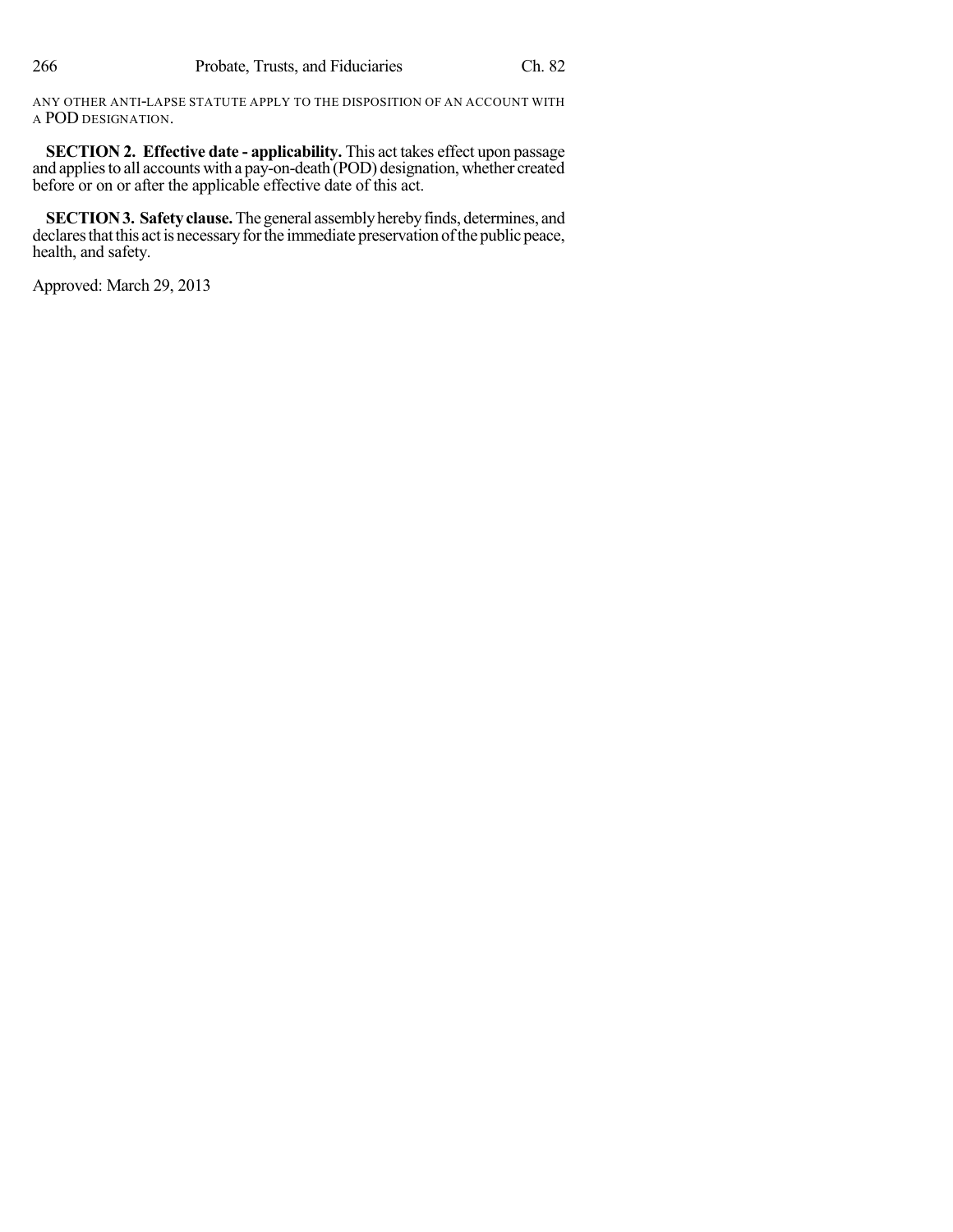ANY OTHER ANTI-LAPSE STATUTE APPLY TO THE DISPOSITION OF AN ACCOUNT WITH A POD DESIGNATION.

**SECTION 2. Effective date - applicability.** This act takes effect upon passage and applies to all accounts with a pay-on-death (POD) designation, whether created before or on or after the applicable effective date of this act.

**SECTION 3. Safety clause.** The general assembly hereby finds, determines, and declares that this act is necessary for the immediate preservation of the public peace, health, and safety.

Approved: March 29, 2013